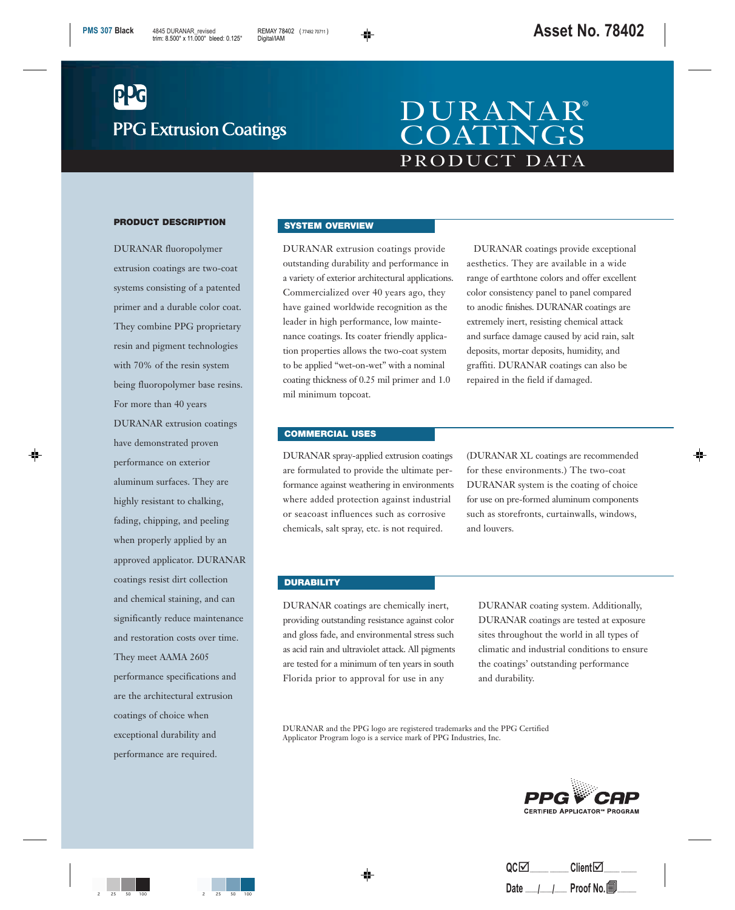PPG Extrusion Coatings

# DURANAR® COATINGS

## PRODUCT DATA

### PRODUCT DESCRIPTION

DURANAR fluoropolymer extrusion coatings are two-coat systems consisting of a patented primer and a durable color coat. They combine PPG proprietary resin and pigment technologies with 70% of the resin system being fluoropolymer base resins. For more than 40 years DURANAR extrusion coatings have demonstrated proven performance on exterior aluminum surfaces. They are highly resistant to chalking, fading, chipping, and peeling when properly applied by an approved applicator. DURANAR coatings resist dirt collection and chemical staining, and can significantly reduce maintenance and restoration costs over time. They meet AAMA 2605 performance specifications and are the architectural extrusion coatings of choice when exceptional durability and performance are required.

### SYSTEM OVERVIEW

DURANAR extrusion coatings provide outstanding durability and performance in a variety of exterior architectural applications. Commercialized over 40 years ago, they have gained worldwide recognition as the leader in high performance, low maintenance coatings. Its coater friendly application properties allows the two-coat system to be applied "wet-on-wet" with a nominal coating thickness of 0.25 mil primer and 1.0 mil minimum topcoat.

DURANAR coatings provide exceptional aesthetics. They are available in a wide range of earthtone colors and offer excellent color consistency panel to panel compared to anodic finishes. DURANAR coatings are extremely inert, resisting chemical attack and surface damage caused by acid rain, salt deposits, mortar deposits, humidity, and graffiti. DURANAR coatings can also be repaired in the field if damaged.

### COMMERCIAL USES

DURANAR spray-applied extrusion coatings are formulated to provide the ultimate performance against weathering in environments where added protection against industrial or seacoast influences such as corrosive chemicals, salt spray, etc. is not required. (DURANAR XL coatings are recommended for these environments.) The two-coat DURANAR system is the coating of choice for use on pre-formed aluminum components such as storefronts, curtainwalls, windows, and louvers.

### DURABILITY

DURANAR coatings are chemically inert, providing outstanding resistance against color and gloss fade, and environmental stress such as acid rain and ultraviolet attack. All pigments are tested for a minimum of ten years in south Florida prior to approval for use in any DURANAR coating system. Additionally, DURANAR coatings are tested at exposure sites throughout the world in all types of climatic and industrial conditions to ensure the coatings' outstanding performance and durability.

DURANAR and the PPG logo are registered trademarks and the PPG Certified Applicator Program logo is a service mark of PPG Industries, Inc.

PPG CAP
CERTIFIED APPLICATOR℠ PROGRAM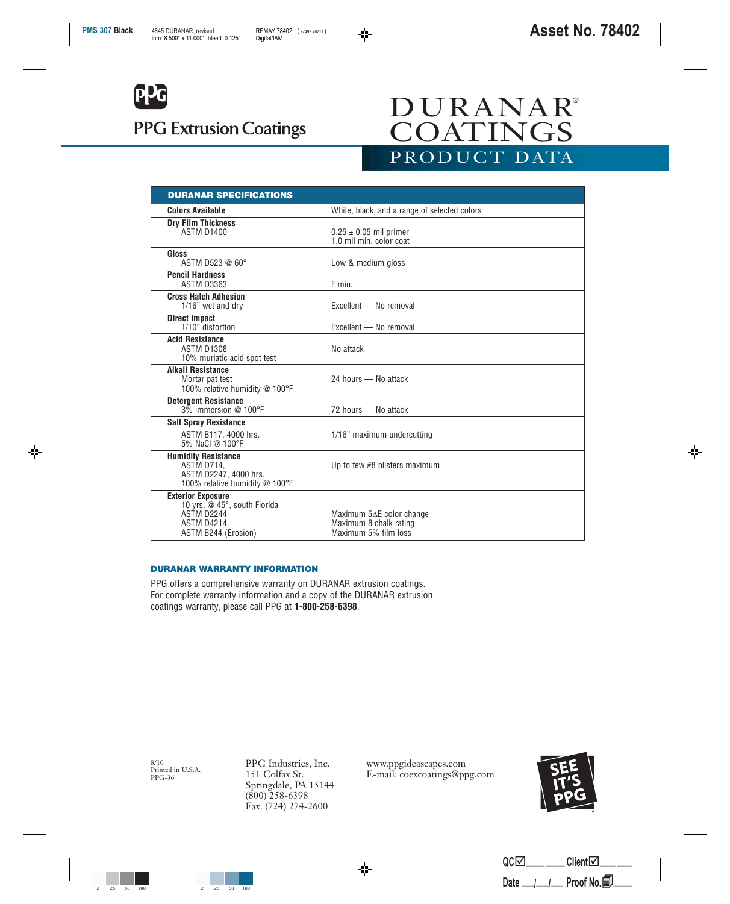# DURANAR® COATINGS

## PRODUCT DATA

PPG Extrusion Coatings

| DURANAR SPECIFICATIONS | |
|---|---|
| **Colors Available** | White, black, and a range of selected colors |
| **Dry Film Thickness** ASTM D1400 | 0.25 ± 0.05 mil primer<br>1.0 mil min. color coat |
| **Gloss** ASTM D523 @ 60° | Low & medium gloss |
| **Pencil Hardness** ASTM D3363 | F min. |
| **Cross Hatch Adhesion** 1/16" wet and dry | Excellent — No removal |
| **Direct Impact** 1/10" distortion | Excellent — No removal |
| **Acid Resistance** ASTM D1308 10% muriatic acid spot test | No attack |
| **Alkali Resistance** Mortar pat test 100% relative humidity @ 100°F | 24 hours — No attack |
| **Detergent Resistance** 3% immersion @ 100°F | 72 hours — No attack |
| **Salt Spray Resistance** ASTM B117, 4000 hrs. 5% NaCl @ 100°F | 1/16" maximum undercutting |
| **Humidity Resistance** ASTM D714, ASTM D2247, 4000 hrs. 100% relative humidity @ 100°F | Up to few #8 blisters maximum |
| **Exterior Exposure** 10 yrs. @ 45°, south Florida<br>ASTM D2244<br>ASTM D4214<br>ASTM B244 (Erosion) | <br>Maximum 5ΔE color change<br>Maximum 8 chalk rating<br>Maximum 5% film loss |

### DURANAR WARRANTY INFORMATION

PPG offers a comprehensive warranty on DURANAR extrusion coatings. For complete warranty information and a copy of the DURANAR extrusion coatings warranty, please call PPG at **1-800-258-6398**.

8/10
Printed in U.S.A.
PPG-36

PPG Industries, Inc.
151 Colfax St.
Springdale, PA 15144
(800) 258-6398
Fax: (724) 274-2600

www.ppgideascapes.com
E-mail: coexcoatings@ppg.com

SEE IT'S PPG™